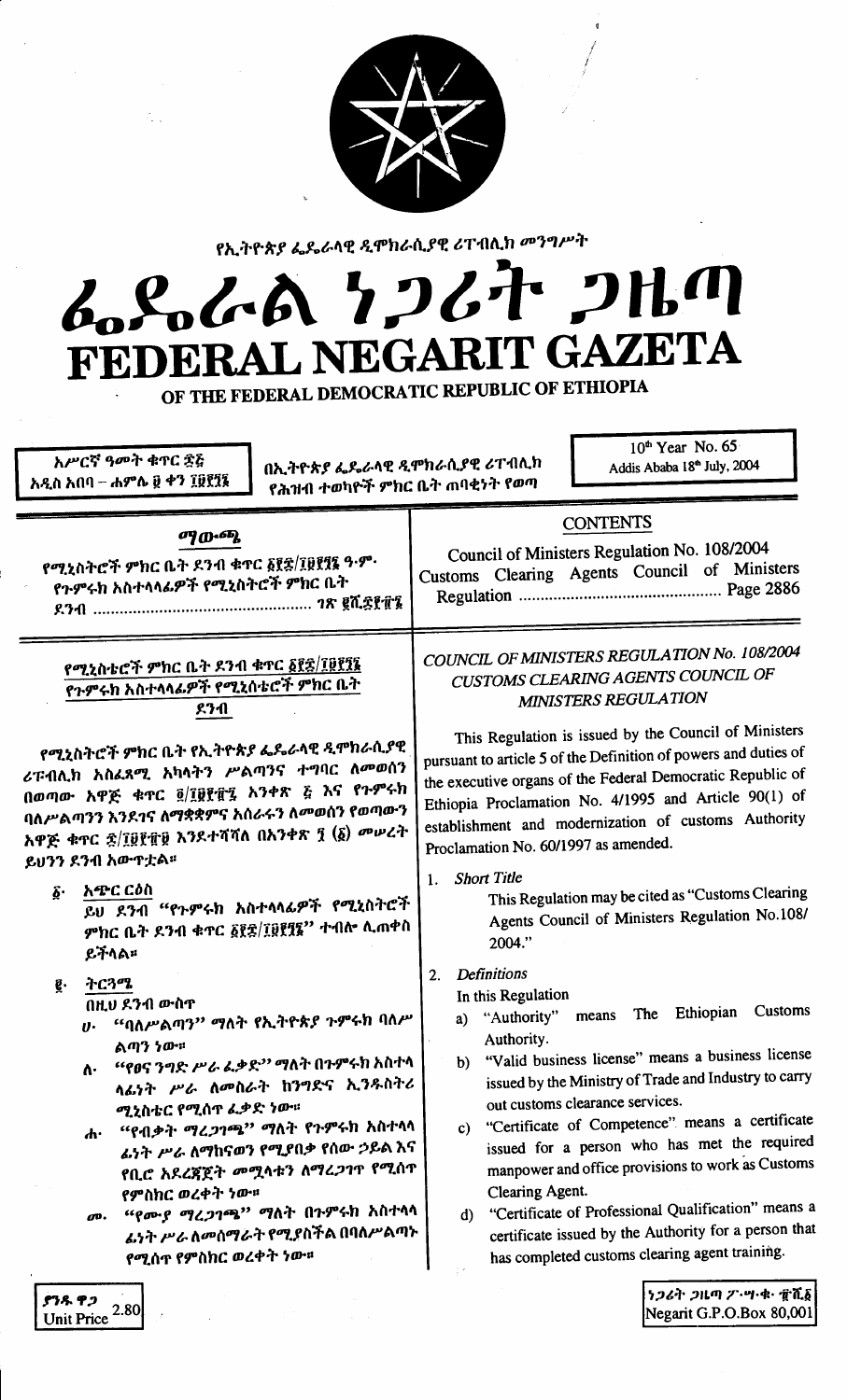የኢትዮጵያ ፌዴራላዊ ዲሞክራሲያዊ ሪፐብሊክ መንግሥት

# ፌዴራል ነጋሪት ጋዜጣ
# FEDERAL NEGARIT GAZETA
## OF THE FEDERAL DEMOCRATIC REPUBLIC OF ETHIOPIA

አሥረኛ ዓመት ቁጥር ፷፭
አዲስ አበባ – ሐምሌ ፲፩ ቀን ፲፱፻፺፮

በኢትዮጵያ ፌዴራላዊ ዲሞክራሲያዊ ሪፐብሊክ
የሕዝብ ተወካዮች ምክር ቤት ጠባቂነት የወጣ

10th Year No. 65
Addis Ababa 18th July, 2004

**ማውጫ**

የሚኒስትሮች ምክር ቤት ደንብ ቁጥር ፩፻፰/፲፱፻፺፮ ዓ.ም.
የጉምሩክ አስተላላፊዎች የሚኒስትሮች ምክር ቤት ደንብ ...... ገጽ ፪ሺ፰፻፹፮

**CONTENTS**

Council of Ministers Regulation No. 108/2004
Customs Clearing Agents Council of Ministers Regulation ...... Page 2886

**የሚኒስትሮች ምክር ቤት ደንብ ቁጥር ፩፻፰/፲፱፻፺፮**
**የጉምሩክ አስተላላፊዎች የሚኒስትሮች ምክር ቤት ደንብ**

የሚኒስትሮች ምክር ቤት የኢትዮጵያ ፌዴራላዊ ዲሞክራሲያዊ ሪፐብሊክ አስፈጻሚ አካላትን ሥልጣንና ተግባር ለመወሰን በወጣው አዋጅ ቁጥር ፬/፲፱፻፹፯ አንቀጽ ፭ እና የጉምሩክ ባለሥልጣንን እንደገና ለማቋቋምና አሰራሩን ለመወሰን የወጣውን አዋጅ ቁጥር ፷/፲፱፻፹፱ እንደተሻሻለ በአንቀጽ ፺ (፩) መሠረት ይህንን ደንብ አውጥቷል።

፩· **አጭር ርዕስ**

ይህ ደንብ "የጉምሩክ አስተላላፊዎች የሚኒስትሮች ምክር ቤት ደንብ ቁጥር ፩፻፰/፲፱፻፺፮" ተብሎ ሊጠቀስ ይችላል።

፪· **ትርጓሜ**

በዚህ ደንብ ውስጥ

ሀ· "ባለሥልጣን" ማለት የኢትዮጵያ ጉምሩክ ባለሥልጣን ነው።

ለ· "የፀና ንግድ ሥራ ፈቃድ" ማለት በጉምሩክ አስተላላፊነት ሥራ ለመስራት ከንግድና ኢንዱስትሪ ሚኒስቴር የሚሰጥ ፈቃድ ነው።

ሐ· "የብቃት ማረጋገጫ" ማለት የጉምሩክ አስተላላፊነት ሥራ ለማከናወን የሚያበቃ የሰው ኃይል እና የቢሮ አደረጃጀት መሟላቱን ለማረጋገጥ የሚሰጥ የምስክር ወረቀት ነው።

መ· "የሙያ ማረጋገጫ" ማለት በጉምሩክ አስተላላፊነት ሥራ ለመሰማራት የሚያስችል በባለሥልጣኑ የሚሰጥ የምስክር ወረቀት ነው።

*COUNCIL OF MINISTERS REGULATION No. 108/2004*
*CUSTOMS CLEARING AGENTS COUNCIL OF MINISTERS REGULATION*

This Regulation is issued by the Council of Ministers pursuant to article 5 of the Definition of powers and duties of the executive organs of the Federal Democratic Republic of Ethiopia Proclamation No. 4/1995 and Article 90(1) of establishment and modernization of customs Authority Proclamation No. 60/1997 as amended.

1. *Short Title*

   This Regulation may be cited as "Customs Clearing Agents Council of Ministers Regulation No.108/2004."

2. *Definitions*

   In this Regulation

   a) "Authority" means The Ethiopian Customs Authority.

   b) "Valid business license" means a business license issued by the Ministry of Trade and Industry to carry out customs clearance services.

   c) "Certificate of Competence" means a certificate issued for a person who has met the required manpower and office provisions to work as Customs Clearing Agent.

   d) "Certificate of Professional Qualification" means a certificate issued by the Authority for a person that has completed customs clearing agent training.

ያንዱ ዋጋ
Unit Price 2.80

ነጋሪት ጋዜጣ ፖ.ሣ.ቁ. ፹ሺ፩
Negarit G.P.O.Box 80,001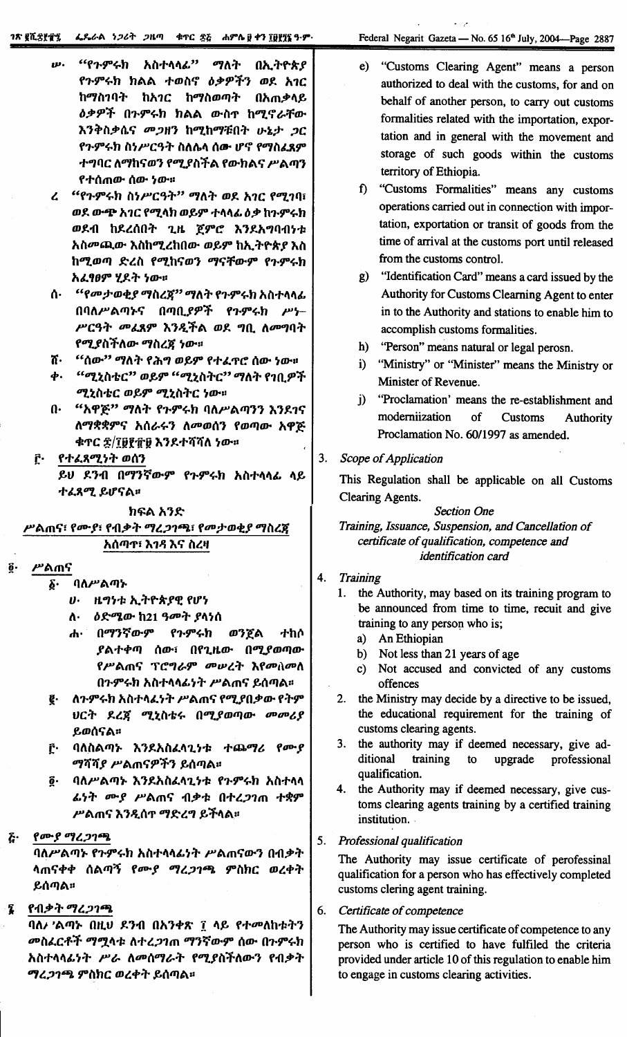ሠ· "የጉምሩክ አስተላላፊ" ማለት በኢትዮጵያ የጉምሩክ ክልል ተወስና ዕቃዎችን ወደ አገር ከማስገባት ከአገር ከማስወጣት በአጠቃላይ ዕቃዎች በጉምሩክ ክልል ውስጥ ከሚኖራቸው እንቅስቃሴና መጋዘን ከሚከማቹበት ሁኔታ ጋር የጉምሩክ ስነሥርዓት ስለሌላ ሰው ሆኖ የማስፈጸም ተግባር ለማከናወን የሚያስችል የውክልና ሥልጣን የተሰጠው ሰው ነው።

ረ· "የጉምሩክ ስነሥርዓት" ማለት ወደ አገር የሚገባ፣ ወደ ውጭ አገር የሚላክ ወይም ተላላፊ ዕቃ ከጉምሩክ ወደብ ከደረሰበት ጊዜ ጀምሮ እንደአግባብነቱ አስመጪው እስከሚረከበው ወይም ከኢትዮጵያ እስከሚወጣ ድረስ የሚከናወን ማናቸውም የጉምሩክ አፈፃፀም ሂደት ነው።

ሰ· "የመታወቂያ ማስረጃ" ማለት የጉምሩክ አስተላላፊ በባለሥልጣኑና በጣቢያዎች የጉምሩክ ሥነ-ሥርዓት መፈጸም እንዲችል ወደ ግቢ ለመግባት የሚያስችለው ማስረጃ ነው።

ሸ· "ሰው" ማለት የሕግ ወይም የተፈጥሮ ሰው ነው።

ቀ· "ሚኒስቴር" ወይም "ሚኒስትር" ማለት የገቢዎች ሚኒስቴር ወይም ሚኒስትር ነው።

በ· "አዋጅ" ማለት የጉምሩክ ባለሥልጣንን እንደገና ለማቋቋምና አሰራሩን ለመወሰን የወጣው አዋጅ ቁጥር ፷/፲፱፻፹፱ እንደተሻሻለ ነው።

፫· የተፈጻሚነት ወሰን

ይህ ደንብ በማንኛውም የጉምሩክ አስተላላፊ ላይ ተፈጻሚ ይሆናል።

ክፍል አንድ

ሥልጠና፣ የሙያ፣ የብቃት ማረጋገጫ፣ የመታወቂያ ማስረጃ አሰጣጥ፣ እገዳ እና ስረዛ

፬· ሥልጠና

፩· ባለሥልጣኑ

ሀ· ዜግነቱ ኢትዮጵያዊ የሆነ

ለ· ዕድሜው ከ21 ዓመት ያላነሰ

ሐ· በማንኛውም የጉምሩክ ወንጀል ተከሶ ያልተቀጣ ሰው፣ በየጊዜው በሚያወጣው የሥልጠና ፕሮግራም መሠረት እየመለመለ በጉምሩክ አስተላላፊነት ሥልጠና ይሰጣል።

፪· ለጉምሩክ አስተላፊነት ሥልጠና የሚያበቃው የትምህርት ደረጃ ሚኒስቴሩ በሚያወጣው መመሪያ ይወሰናል።

፫· ባለስልጣኑ እንደአስፈላጊነቱ ተጨማሪ የሙያ ማሻሻያ ሥልጠናዎችን ይሰጣል።

፬· ባለሥልጣኑ እንደአስፈላጊነቱ የጉምሩክ አስተላላፊነት ሙያ ሥልጠና ብቃቱ በተረጋገጠ ተቋም ሥልጠና እንዲሰጥ ማድረግ ይችላል።

፭· የሙያ ማረጋገጫ

ባለሥልጣኑ የጉምሩክ አስተላላፊነት ሥልጠናውን በብቃት ላጠናቀቀ ሰልጣኝ የሙያ ማረጋገጫ ምስክር ወረቀት ይሰጣል።

፮· የብቃት ማረጋገጫ

ባለሥልጣኑ በዚህ ደንብ በአንቀጽ ፲ ላይ የተመለከቱትን መስፈርቶች ማሟላቱ ለተረጋገጠ ማንኛውም ሰው በጉምሩክ አስተላላፊነት ሥራ ለመሰማራት የሚያስችለውን የብቃት ማረጋገጫ ምስክር ወረቀት ይሰጣል።

e) "Customs Clearing Agent" means a person authorized to deal with the customs, for and on behalf of another person, to carry out customs formalities related with the importation, exportation and in general with the movement and storage of such goods within the customs territory of Ethiopia.

f) "Customs Formalities" means any customs operations carried out in connection with importation, exportation or transit of goods from the time of arrival at the customs port until released from the customs control.

g) "Identification Card" means a card issued by the Authority for Customs Clearning Agent to enter in to the Authority and stations to enable him to accomplish customs formalities.

h) "Person" means natural or legal perosn.

i) "Ministry" or "Minister" means the Ministry or Minister of Revenue.

j) "Proclamation' means the re-establishment and moderniization of Customs Authority Proclamation No. 60/1997 as amended.

3. *Scope of Application*

This Regulation shall be applicable on all Customs Clearing Agents.

*Section One*

*Training, Issuance, Suspension, and Cancellation of certificate of qualification, competence and identification card*

4. *Training*

1. the Authority, may based on its training program to be announced from time to time, recuit and give training to any person who is;
   a) An Ethiopian
   b) Not less than 21 years of age
   c) Not accused and convicted of any customs offences
2. the Ministry may decide by a directive to be issued, the educational requirement for the training of customs clearing agents.
3. the authority may if deemed necessary, give additional training to upgrade professional qualification.
4. the Authority may if deemed necessary, give customs clearing agents training by a certified training institution.

5. *Professional qualification*

The Authority may issue certificate of perofessinal qualification for a person who has effectively completed customs clering agent training.

6. *Certificate of competence*

The Authority may issue certificate of competence to any person who is certified to have fulfiled the criteria provided under article 10 of this regulation to enable him to engage in customs clearing activities.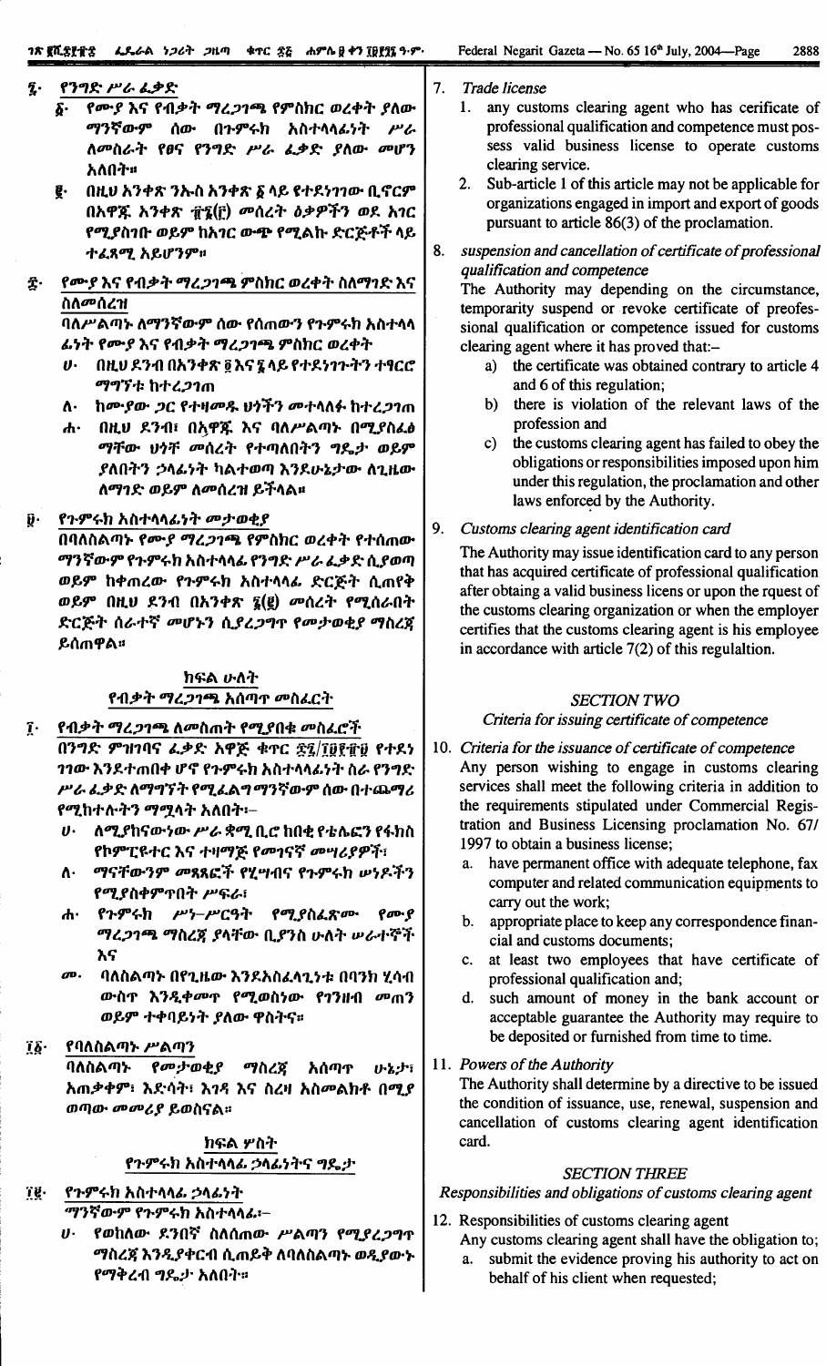፯· የንግድ ሥራ ፈቃድ

፩· የሙያ እና የብቃት ማረጋገጫ የምስክር ወረቀት ያለው ማንኛውም ሰው በጉምሩክ አስተላላፊነት ሥራ ለመሰማራት የፀና የንግድ ሥራ ፈቃድ ያለው መሆን አለበት።

፪· በዚህ አንቀጽ ንኡስ አንቀጽ ፩ ላይ የተደነገገው ቢኖርም በአዋጁ አንቀጽ ፹፮(፫) መሰረት ዕቃዎችን ወደ አገር የሚያስገቡ ወይም ከአገር ውጭ የሚልኩ ድርጅቶች ላይ ተፈጻሚ አይሆንም።

፰· የሙያ እና የብቃት ማረጋገጫ ምስክር ወረቀት ስለማገድ እና ስለመሰረዝ

ባለሥልጣኑ ለማንኛውም ሰው የሰጠውን የጉምሩክ አስተላላፊነት የሙያ እና የብቃት ማረጋገጫ ምስክር ወረቀት

ሀ· በዚህ ደንብ በአንቀጽ ፬ እና ፮ ላይ የተደነገጉትን ተፃርሮ ማግኘቱ ከተረጋገጠ

ለ· ከሙያው ጋር የተዛመዱ ህጎችን መተላለፉ ከተረጋገጠ

ሐ· በዚህ ደንብ፣ በአዋጁ እና ባለሥልጣኑ በሚያስፈፅማቸው ህጎች መሰረት የተጣለበትን ግዴታ ወይም ያለበትን ኃላፊነት ካልተወጣ እንደሁኔታው ለጊዜው ለማገድ ወይም ለመሰረዝ ይችላል።

፱· የጉምሩክ አስተላላፊነት መታወቂያ

በባለስልጣኑ የሙያ ማረጋገጫ የምስክር ወረቀት የተሰጠው ማንኛውም የጉምሩክ አስተላላፊ የንግድ ሥራ ፈቃድ ሲያወጣ ወይም ከቀጠረው የጉምሩክ አስተላላፊ ድርጅት ሲጠየቅ ወይም በዚህ ደንብ በአንቀጽ ፯(፪) መሰረት የሚሰራበት ድርጅት ሰራተኛ መሆኑን ሲያረጋግጥ የመታወቂያ ማስረጃ ይሰጠዋል።

## ክፍል ሁለት
### የብቃት ማረጋገጫ አሰጣጥ መስፈርት

፲· የብቃት ማረጋገጫ ለመስጠት የሚያበቁ መስፈርቶች

በንግድ ምዝገባና ፈቃድ አዋጅ ቁጥር ፷፯/፲፱፻፹፱ የተደነገገው እንደተጠበቀ ሆኖ የጉምሩክ አስተላላፊነት ስራ የንግድ ሥራ ፈቃድ ለማግኘት የሚፈልግ ማንኛውም ሰው በተጨማሪ የሚከተሉትን ማሟላት አለበት፡-

ሀ· ለሚከናወነው ሥራ ቋሚ ቢሮ ከበቂ የቴሌፎን የፋክስ የኮምፒዩተር እና ተዛማጅ የመገናኛ መሣሪያዎች፣

ለ· ማናቸውንም መጻጸፎች የሂሣብና የጉምሩክ ሠነዶችን የሚያስቀምጥበት ሥፍራ፣

ሐ· የጉምሩክ ሥነ-ሥርዓት የሚያስፈጽሙ የሙያ ማረጋገጫ ማስረጃ ያላቸው ቢያንስ ሁለት ሠራተኞች እና

መ· ባለስልጣኑ በየጊዜው እንደአስፈላጊነቱ በባንክ ሂሳብ ውስጥ እንዲቀመጥ የሚወስነው የገንዘብ መጠን ወይም ተቀባይነት ያለው ዋስትና።

፲፩· የባለስልጣኑ ሥልጣን

ባለስልጣኑ የመታወቂያ ማስረጃ አሰጣጥ ሁኔታ፣ አጠቃቀም፣ እድሳት፣ እገዳ እና ስረዛ አስመልክቶ በሚያወጣው መመሪያ ይወስናል።

## ክፍል ሦስት
### የጉምሩክ አስተላላፊ ኃላፊነትና ግዴታ

፲፪· የጉምሩክ አስተላላፊ ኃላፊነት

ማንኛውም የጉምሩክ አስተላላፊ፡-

ሀ· የወከለው ደንበኛ ስለሰጠው ሥልጣን የሚያረጋግጥ ማስረጃ እንዲያቀርብ ሲጠይቅ ለባለስልጣኑ ወዲያውኑ የማቅረብ ግዴታ አለበት።

7. *Trade license*

1. any customs clearing agent who has cerificate of professional qualification and competence must possess valid business license to operate customs clearing service.
2. Sub-article 1 of this article may not be applicable for organizations engaged in import and export of goods pursuant to article 86(3) of the proclamation.

8. *suspension and cancellation of certificate of professional qualification and competence*

The Authority may depending on the circumstance, temporarity suspend or revoke certificate of preofessional qualification or competence issued for customs clearing agent where it has proved that:–

a) the certificate was obtained contrary to article 4 and 6 of this regulation;
b) there is violation of the relevant laws of the profession and
c) the customs clearing agent has failed to obey the obligations or responsibilities imposed upon him under this regulation, the proclamation and other laws enforced by the Authority.

9. *Customs clearing agent identification card*

The Authority may issue identification card to any person that has acquired certificate of professional qualification after obtaing a valid business licens or upon the rquest of the customs clearing organization or when the employer certifies that the customs clearing agent is his employee in accordance with article 7(2) of this regulaltion.

## *SECTION TWO*
### *Criteria for issuing certificate of competence*

10. *Criteria for the issuance of certificate of competence*

Any person wishing to engage in customs clearing services shall meet the following criteria in addition to the requirements stipulated under Commercial Registration and Business Licensing proclamation No. 67/1997 to obtain a business license;

a. have permanent office with adequate telephone, fax computer and related communication equipments to carry out the work;
b. appropriate place to keep any correspondence financial and customs documents;
c. at least two employees that have certificate of professional qualification and;
d. such amount of money in the bank account or acceptable guarantee the Authority may require to be deposited or furnished from time to time.

11. *Powers of the Authority*

The Authority shall determine by a directive to be issued the condition of issuance, use, renewal, suspension and cancellation of customs clearing agent identification card.

## *SECTION THREE*
### *Responsibilities and obligations of customs clearing agent*

12. Responsibilities of customs clearing agent

Any customs clearing agent shall have the obligation to;

a. submit the evidence proving his authority to act on behalf of his client when requested;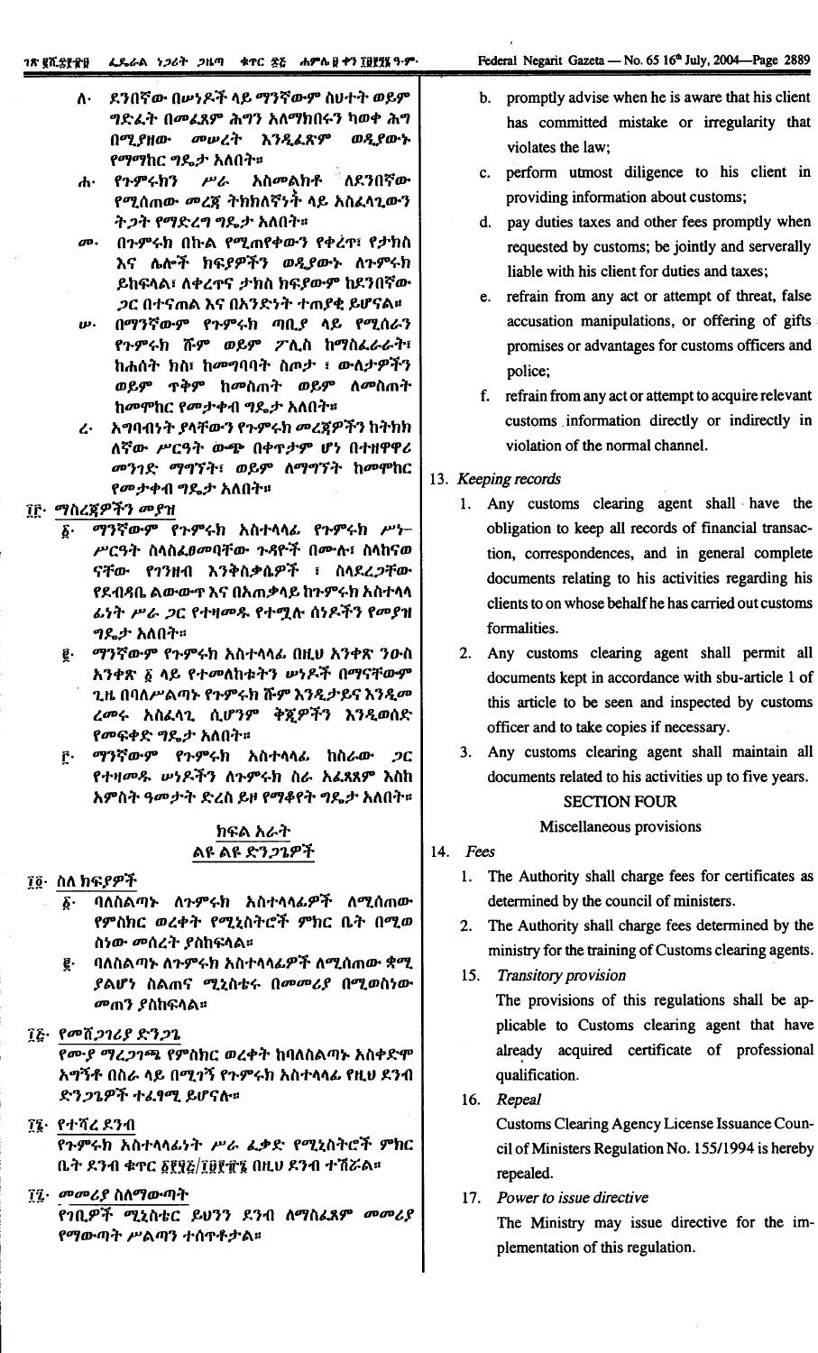ለ· ደንበኛው በሠነዶች ላይ ማንኛውም ስህተት ወይም ግድፈት በመፈጸም ሕግን አለማክበሩን ካወቀ ሕግ በሚያዘው መሠረት እንዲፈጽም ወዲያውኑ የማማከር ግዴታ አለበት።

ሐ· የጉምሩክን ሥራ አስመልክቶ ለደንበኛው የሚሰጠው መረጃ ትክክለኛነት ላይ አስፈላጊውን ትጋት የማድረግ ግዴታ አለበት።

መ· በጉምሩክ በኩል የሚጠየቀውን የቀረጥ፣ የታክስ እና ሌሎች ክፍያዎችን ወዲያውኑ ለጉምሩክ ይከፍላል፤ ለቀረጥና ታክስ ክፍያውም ከደንበኛው ጋር በተናጠል እና በአንድነት ተጠያቂ ይሆናል።

ሠ· በማንኛውም የጉምሩክ ጣቢያ ላይ የሚሰራን የጉምሩክ ሹም ወይም ፖሊስ ከማስፈራራት፣ ከሐሰት ክስ፣ ከመግባባት ስጦታ ፣ ውለታዎችን ወይም ጥቅም ከመስጠት ወይም ለመስጠት ከመሞከር የመታቀብ ግዴታ አለበት።

ረ· አግባብነት ያላቸውን የጉምሩክ መረጃዎችን ከትክክለኛው ሥርዓት ውጭ በቀጥታም ሆነ በተዘዋዋሪ መንገድ ማግኘት፣ ወይም ለማግኘት ከመሞከር የመታቀብ ግዴታ አለበት።

፲፫· ማስረጃዎችን መያዝ

፩· ማንኛውም የጉምሩክ አስተላላፊ የጉምሩክ ሥነ-ሥርዓት ስላስፈፀመባቸው ጉዳዮች በሙሉ፣ ስለከናወናቸው የገንዘብ እንቅስቃሴዎች ፣ ስለደረጋቸው የደብዳቤ ልውውጥ እና በአጠቃላይ ከጉምሩክ አስተላላፊነት ሥራ ጋር የተዛመዱ የተሟሉ ሰነዶችን የመያዝ ግዴታ አለበት።

፪· ማንኛውም የጉምሩክ አስተላላፊ በዚህ አንቀጽ ንዑስ አንቀጽ ፩ ላይ የተመለከቱትን ሠነዶች በማናቸውም ጊዜ በባለሥልጣኑ የጉምሩክ ሹም እንዲታዩና እንዲመረመሩ አስፈላጊ ሲሆንም ቅጂዎችን እንዲወስድ የመፍቀድ ግዴታ አለበት።

፫· ማንኛውም የጉምሩክ አስተላላፊ ከስራው ጋር የተዛመዱ ሠነዶችን ለጉምሩክ ስራ አፈጻጸም እስከ አምስት ዓመታት ድረስ ይዞ የማቆየት ግዴታ አለበት።

## ክፍል አራት
### ልዩ ልዩ ድንጋጌዎች

፲፬· ስለ ክፍያዎች

፩· ባለስልጣኑ ለጉምሩክ አስተላላፊዎች ለሚሰጠው የምስክር ወረቀት የሚኒስትሮች ምክር ቤት በሚወስነው መሰረት ያስከፍላል።

፪· ባለስልጣኑ ለጉምሩክ አስተላላፊዎች ለሚሰጠው ቋሚ ያልሆነ ስልጠና ሚኒስቴሩ በመመሪያ በሚወስነው መጠን ያስከፍላል።

፲፭· የመሸጋገሪያ ድንጋጌ

የሙያ ማረጋገጫ የምስክር ወረቀት ከባለስልጣኑ አስቀድሞ አግኝቶ በስራ ላይ በሚገኝ የጉምሩክ አስተላላፊ የዚህ ደንብ ድንጋጌዎች ተፈፃሚ ይሆናሉ።

፲፮· የተሻረ ደንብ

የጉምሩክ አስተላላፊነት ሥራ ፈቃድ የሚኒስትሮች ምክር ቤት ደንብ ቁጥር ፩፻፶፭/፲፱፻፹፮ በዚህ ደንብ ተሽሯል።

፲፯· መመሪያ ስለማውጣት

የገቢዎች ሚኒስቴር ይህንን ደንብ ለማስፈጸም መመሪያ የማውጣት ሥልጣን ተሰጥቶታል።

b. promptly advise when he is aware that his client has committed mistake or irregularity that violates the law;

c. perform utmost diligence to his client in providing information about customs;

d. pay duties taxes and other fees promptly when requested by customs; be jointly and serverally liable with his client for duties and taxes;

e. refrain from any act or attempt of threat, false accusation manipulations, or offering of gifts promises or advantages for customs officers and police;

f. refrain from any act or attempt to acquire relevant customs information directly or indirectly in violation of the normal channel.

13. *Keeping records*

1. Any customs clearing agent shall have the obligation to keep all records of financial transaction, correspondences, and in general complete documents relating to his activities regarding his clients to on whose behalf he has carried out customs formalities.

2. Any customs clearing agent shall permit all documents kept in accordance with sbu-article 1 of this article to be seen and inspected by customs officer and to take copies if necessary.

3. Any customs clearing agent shall maintain all documents related to his activities up to five years.

## SECTION FOUR
### Miscellaneous provisions

14. *Fees*

1. The Authority shall charge fees for certificates as determined by the council of ministers.

2. The Authority shall charge fees determined by the ministry for the training of Customs clearing agents.

15. *Transitory provision*

The provisions of this regulations shall be applicable to Customs clearing agent that have already acquired certificate of professional qualification.

16. *Repeal*

Customs Clearing Agency License Issuance Council of Ministers Regulation No. 155/1994 is hereby repealed.

17. *Power to issue directive*

The Ministry may issue directive for the implementation of this regulation.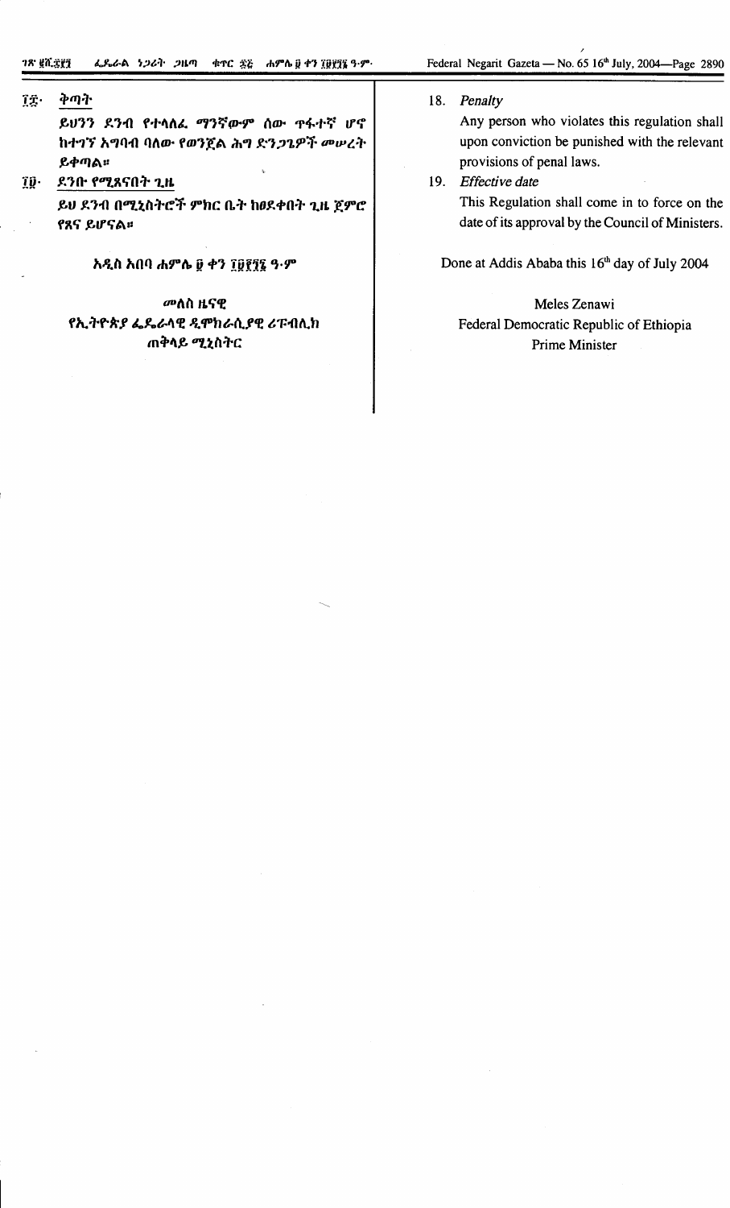፲፰· ቅጣት

ይህንን ደንብ የተላለፈ ማንኛውም ሰው ጥፋተኛ ሆኖ ከተገኘ አግባብ ባለው የወንጀል ሕግ ድንጋጌዎች መሠረት ይቀጣል።

፲፱· ደንቡ የሚጸናበት ጊዜ

ይህ ደንብ በሚኒስትሮች ምክር ቤት ከፀደቀበት ጊዜ ጀምሮ የጸና ይሆናል።

አዲስ አበባ ሐምሌ ፱ ቀን ፲፱፻፺፮ ዓ·ም

መለስ ዜናዊ

የኢትዮጵያ ፌዴራላዊ ዲሞክራሲያዊ ሪፐብሊክ ጠቅላይ ሚኒስትር

18. *Penalty*

Any person who violates this regulation shall upon conviction be punished with the relevant provisions of penal laws.

19. *Effective date*

This Regulation shall come in to force on the date of its approval by the Council of Ministers.

Done at Addis Ababa this 16th day of July 2004

Meles Zenawi

Federal Democratic Republic of Ethiopia

Prime Minister